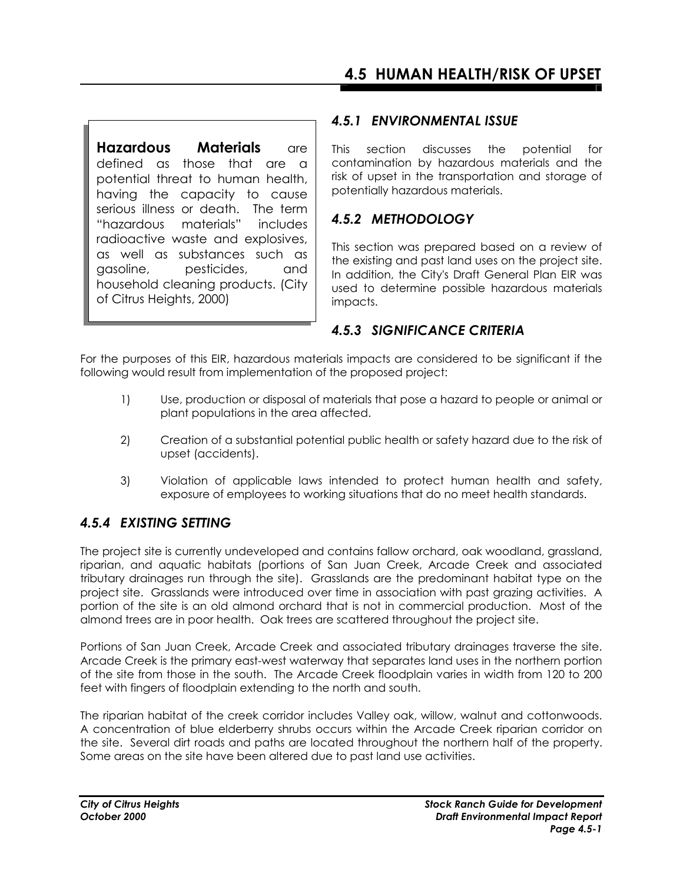# 4.5 HUMAN HEALTH/RISK OF UPSET

> **Hazardous Materials** are defined as those that are a potential threat to human health, having the capacity to cause serious illness or death. The term "hazardous materials" includes radioactive waste and explosives, as well as substances such as gasoline, pesticides, and household cleaning products. (City of Citrus Heights, 2000)

## *4.5.1 ENVIRONMENTAL ISSUE*

This section discusses the potential for contamination by hazardous materials and the risk of upset in the transportation and storage of potentially hazardous materials.

## *4.5.2 METHODOLOGY*

This section was prepared based on a review of the existing and past land uses on the project site. In addition, the City's Draft General Plan EIR was used to determine possible hazardous materials impacts.

## *4.5.3 SIGNIFICANCE CRITERIA*

For the purposes of this EIR, hazardous materials impacts are considered to be significant if the following would result from implementation of the proposed project:

1) Use, production or disposal of materials that pose a hazard to people or animal or plant populations in the area affected.

2) Creation of a substantial potential public health or safety hazard due to the risk of upset (accidents).

3) Violation of applicable laws intended to protect human health and safety, exposure of employees to working situations that do no meet health standards.

## *4.5.4 EXISTING SETTING*

The project site is currently undeveloped and contains fallow orchard, oak woodland, grassland, riparian, and aquatic habitats (portions of San Juan Creek, Arcade Creek and associated tributary drainages run through the site). Grasslands are the predominant habitat type on the project site. Grasslands were introduced over time in association with past grazing activities. A portion of the site is an old almond orchard that is not in commercial production. Most of the almond trees are in poor health. Oak trees are scattered throughout the project site.

Portions of San Juan Creek, Arcade Creek and associated tributary drainages traverse the site. Arcade Creek is the primary east-west waterway that separates land uses in the northern portion of the site from those in the south. The Arcade Creek floodplain varies in width from 120 to 200 feet with fingers of floodplain extending to the north and south.

The riparian habitat of the creek corridor includes Valley oak, willow, walnut and cottonwoods. A concentration of blue elderberry shrubs occurs within the Arcade Creek riparian corridor on the site. Several dirt roads and paths are located throughout the northern half of the property. Some areas on the site have been altered due to past land use activities.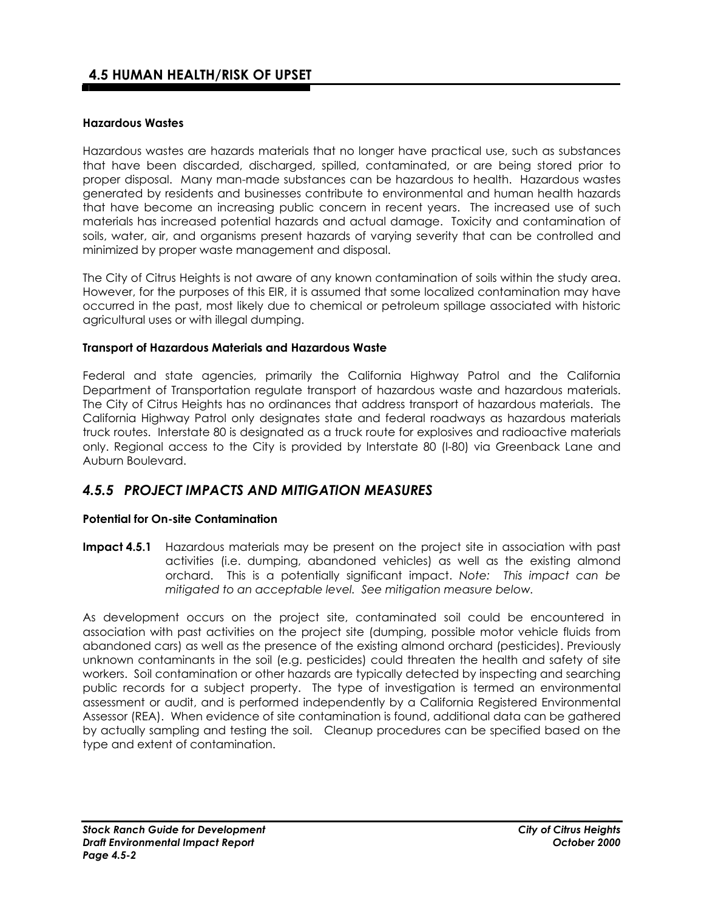## 4.5 HUMAN HEALTH/RISK OF UPSET

**Hazardous Wastes**

Hazardous wastes are hazards materials that no longer have practical use, such as substances that have been discarded, discharged, spilled, contaminated, or are being stored prior to proper disposal. Many man-made substances can be hazardous to health. Hazardous wastes generated by residents and businesses contribute to environmental and human health hazards that have become an increasing public concern in recent years. The increased use of such materials has increased potential hazards and actual damage. Toxicity and contamination of soils, water, air, and organisms present hazards of varying severity that can be controlled and minimized by proper waste management and disposal.

The City of Citrus Heights is not aware of any known contamination of soils within the study area. However, for the purposes of this EIR, it is assumed that some localized contamination may have occurred in the past, most likely due to chemical or petroleum spillage associated with historic agricultural uses or with illegal dumping.

**Transport of Hazardous Materials and Hazardous Waste**

Federal and state agencies, primarily the California Highway Patrol and the California Department of Transportation regulate transport of hazardous waste and hazardous materials. The City of Citrus Heights has no ordinances that address transport of hazardous materials. The California Highway Patrol only designates state and federal roadways as hazardous materials truck routes. Interstate 80 is designated as a truck route for explosives and radioactive materials only. Regional access to the City is provided by Interstate 80 (I-80) via Greenback Lane and Auburn Boulevard.

### *4.5.5 PROJECT IMPACTS AND MITIGATION MEASURES*

**Potential for On-site Contamination**

**Impact 4.5.1** Hazardous materials may be present on the project site in association with past activities (i.e. dumping, abandoned vehicles) as well as the existing almond orchard. This is a potentially significant impact. *Note: This impact can be mitigated to an acceptable level. See mitigation measure below.*

As development occurs on the project site, contaminated soil could be encountered in association with past activities on the project site (dumping, possible motor vehicle fluids from abandoned cars) as well as the presence of the existing almond orchard (pesticides). Previously unknown contaminants in the soil (e.g. pesticides) could threaten the health and safety of site workers. Soil contamination or other hazards are typically detected by inspecting and searching public records for a subject property. The type of investigation is termed an environmental assessment or audit, and is performed independently by a California Registered Environmental Assessor (REA). When evidence of site contamination is found, additional data can be gathered by actually sampling and testing the soil. Cleanup procedures can be specified based on the type and extent of contamination.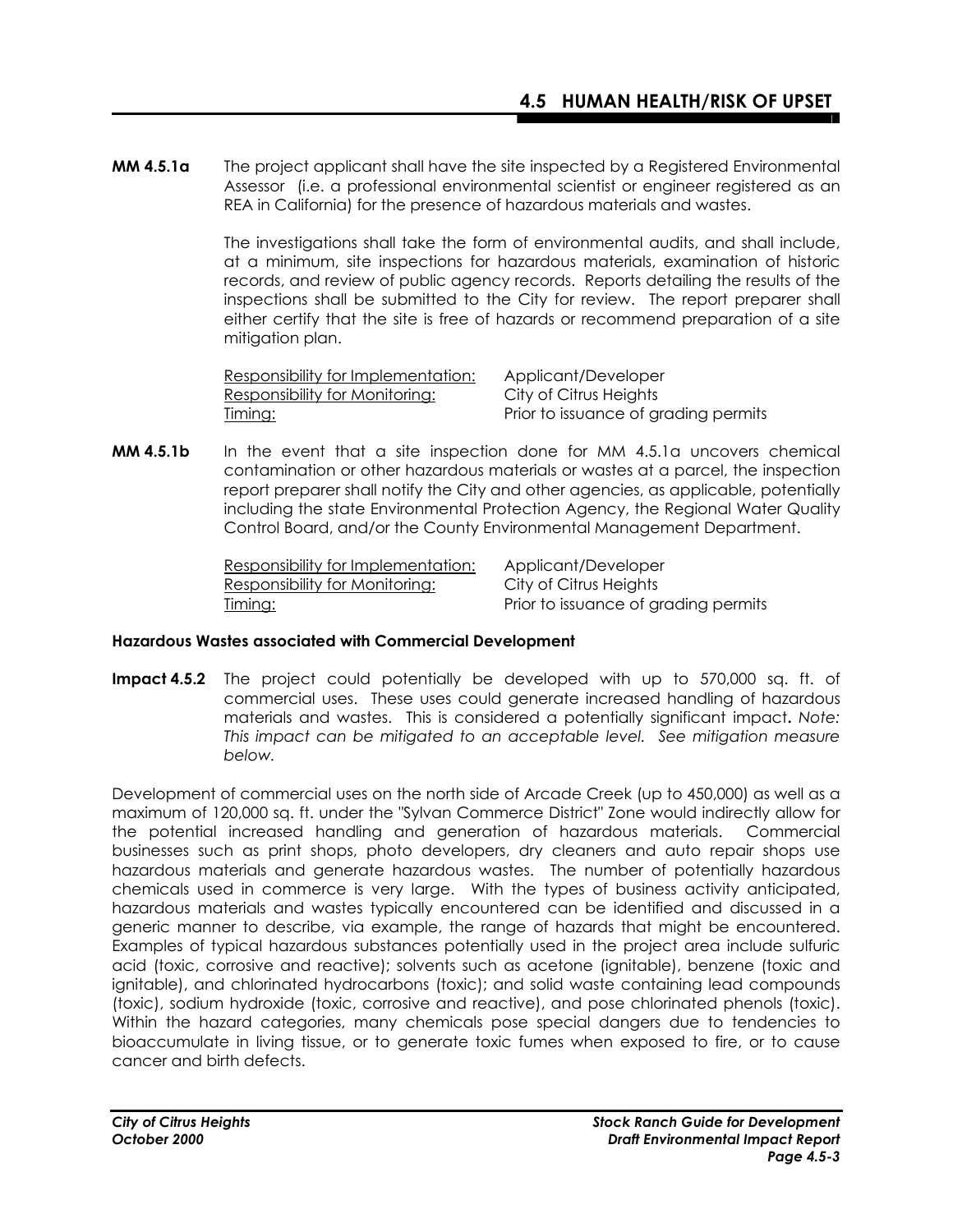**MM 4.5.1a** The project applicant shall have the site inspected by a Registered Environmental Assessor (i.e. a professional environmental scientist or engineer registered as an REA in California) for the presence of hazardous materials and wastes.

The investigations shall take the form of environmental audits, and shall include, at a minimum, site inspections for hazardous materials, examination of historic records, and review of public agency records. Reports detailing the results of the inspections shall be submitted to the City for review. The report preparer shall either certify that the site is free of hazards or recommend preparation of a site mitigation plan.

<u>Responsibility for Implementation:</u> Applicant/Developer
<u>Responsibility for Monitoring:</u> City of Citrus Heights
<u>Timing:</u> Prior to issuance of grading permits

**MM 4.5.1b** In the event that a site inspection done for MM 4.5.1a uncovers chemical contamination or other hazardous materials or wastes at a parcel, the inspection report preparer shall notify the City and other agencies, as applicable, potentially including the state Environmental Protection Agency, the Regional Water Quality Control Board, and/or the County Environmental Management Department.

<u>Responsibility for Implementation:</u> Applicant/Developer
<u>Responsibility for Monitoring:</u> City of Citrus Heights
<u>Timing:</u> Prior to issuance of grading permits

**Hazardous Wastes associated with Commercial Development**

**Impact 4.5.2** The project could potentially be developed with up to 570,000 sq. ft. of commercial uses. These uses could generate increased handling of hazardous materials and wastes. This is considered a potentially significant impact**.** *Note: This impact can be mitigated to an acceptable level. See mitigation measure below.*

Development of commercial uses on the north side of Arcade Creek (up to 450,000) as well as a maximum of 120,000 sq. ft. under the "Sylvan Commerce District" Zone would indirectly allow for the potential increased handling and generation of hazardous materials. Commercial businesses such as print shops, photo developers, dry cleaners and auto repair shops use hazardous materials and generate hazardous wastes. The number of potentially hazardous chemicals used in commerce is very large. With the types of business activity anticipated, hazardous materials and wastes typically encountered can be identified and discussed in a generic manner to describe, via example, the range of hazards that might be encountered. Examples of typical hazardous substances potentially used in the project area include sulfuric acid (toxic, corrosive and reactive); solvents such as acetone (ignitable), benzene (toxic and ignitable), and chlorinated hydrocarbons (toxic); and solid waste containing lead compounds (toxic), sodium hydroxide (toxic, corrosive and reactive), and pose chlorinated phenols (toxic). Within the hazard categories, many chemicals pose special dangers due to tendencies to bioaccumulate in living tissue, or to generate toxic fumes when exposed to fire, or to cause cancer and birth defects.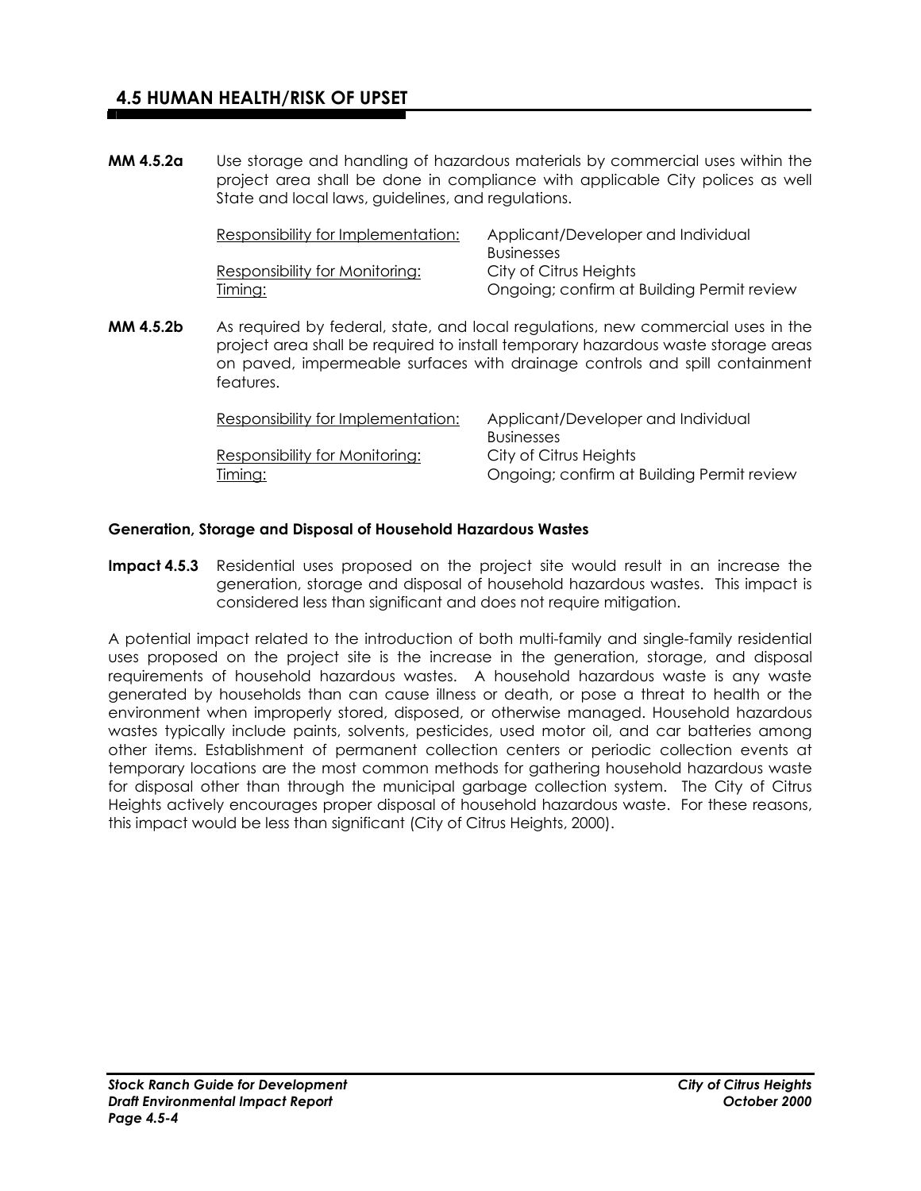## 4.5 HUMAN HEALTH/RISK OF UPSET

**MM 4.5.2a** Use storage and handling of hazardous materials by commercial uses within the project area shall be done in compliance with applicable City polices as well State and local laws, guidelines, and regulations.

| | |
|---|---|
| Responsibility for Implementation: | Applicant/Developer and Individual Businesses |
| Responsibility for Monitoring: | City of Citrus Heights |
| Timing: | Ongoing; confirm at Building Permit review |

**MM 4.5.2b** As required by federal, state, and local regulations, new commercial uses in the project area shall be required to install temporary hazardous waste storage areas on paved, impermeable surfaces with drainage controls and spill containment features.

| | |
|---|---|
| Responsibility for Implementation: | Applicant/Developer and Individual Businesses |
| Responsibility for Monitoring: | City of Citrus Heights |
| Timing: | Ongoing; confirm at Building Permit review |

**Generation, Storage and Disposal of Household Hazardous Wastes**

**Impact 4.5.3** Residential uses proposed on the project site would result in an increase the generation, storage and disposal of household hazardous wastes. This impact is considered less than significant and does not require mitigation.

A potential impact related to the introduction of both multi-family and single-family residential uses proposed on the project site is the increase in the generation, storage, and disposal requirements of household hazardous wastes. A household hazardous waste is any waste generated by households than can cause illness or death, or pose a threat to health or the environment when improperly stored, disposed, or otherwise managed. Household hazardous wastes typically include paints, solvents, pesticides, used motor oil, and car batteries among other items. Establishment of permanent collection centers or periodic collection events at temporary locations are the most common methods for gathering household hazardous waste for disposal other than through the municipal garbage collection system. The City of Citrus Heights actively encourages proper disposal of household hazardous waste. For these reasons, this impact would be less than significant (City of Citrus Heights, 2000).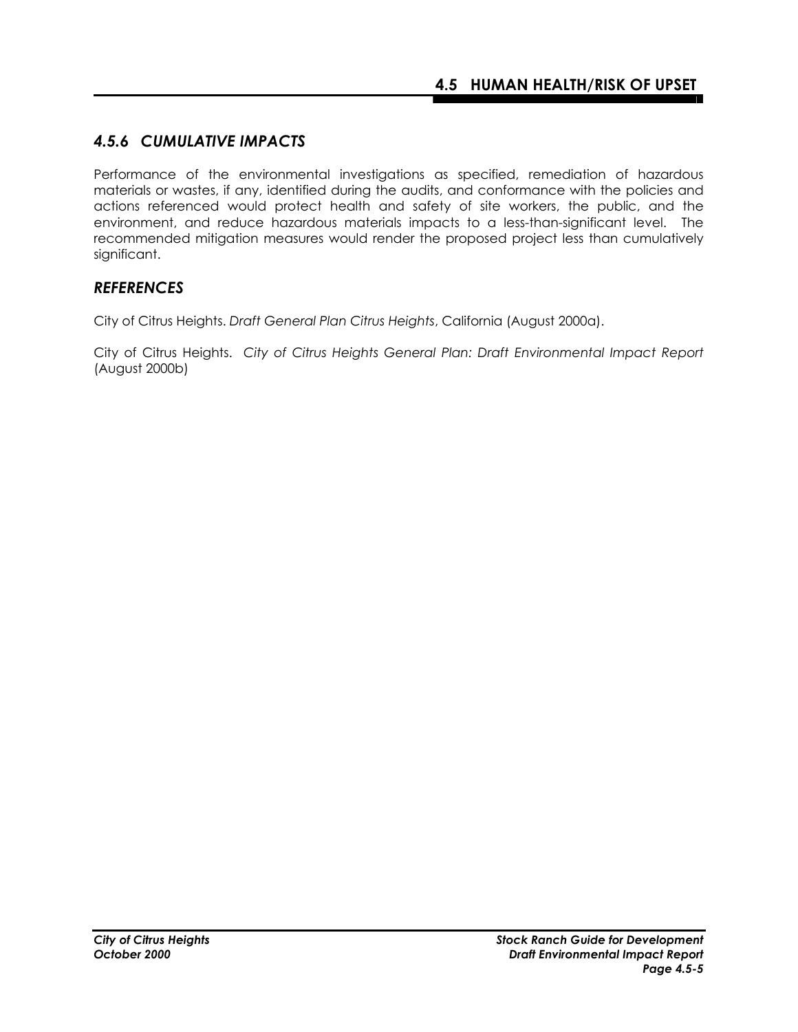### *4.5.6 CUMULATIVE IMPACTS*

Performance of the environmental investigations as specified, remediation of hazardous materials or wastes, if any, identified during the audits, and conformance with the policies and actions referenced would protect health and safety of site workers, the public, and the environment, and reduce hazardous materials impacts to a less-than-significant level. The recommended mitigation measures would render the proposed project less than cumulatively significant.

### *REFERENCES*

City of Citrus Heights. *Draft General Plan Citrus Heights*, California (August 2000a).

City of Citrus Heights. *City of Citrus Heights General Plan: Draft Environmental Impact Report* (August 2000b)